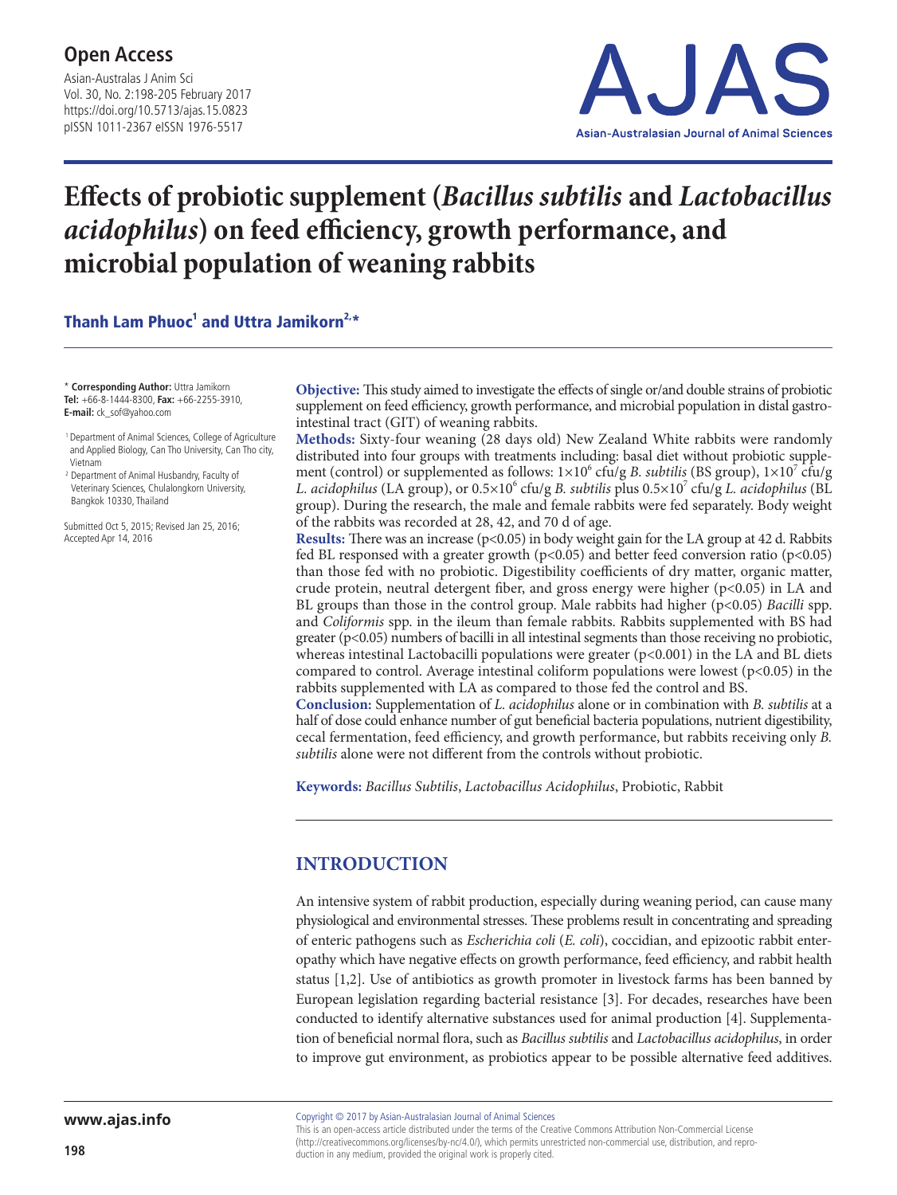# Effects of probiotic supplement (*Bacillus subtilis* and *Lactobacillus acidophilus*) on feed efficiency, growth performance, and microbial population of weaning rabbits

**Thanh Lam Phuoc[1] and Uttra Jamikorn[2,*]**

\* **Corresponding Author:** Uttra Jamikorn
**Tel:** +66-8-1444-8300, **Fax:** +66-2255-3910,
**E-mail:** ck_sof@yahoo.com

[1] Department of Animal Sciences, College of Agriculture and Applied Biology, Can Tho University, Can Tho city, Vietnam

[2] Department of Animal Husbandry, Faculty of Veterinary Sciences, Chulalongkorn University, Bangkok 10330, Thailand

Submitted Oct 5, 2015; Revised Jan 25, 2016; Accepted Apr 14, 2016

**Objective:** This study aimed to investigate the effects of single or/and double strains of probiotic supplement on feed efficiency, growth performance, and microbial population in distal gastrointestinal tract (GIT) of weaning rabbits.

**Methods:** Sixty-four weaning (28 days old) New Zealand White rabbits were randomly distributed into four groups with treatments including: basal diet without probiotic supplement (control) or supplemented as follows: $1\times10^6$ cfu/g *B. subtilis* (BS group), $1\times10^7$ cfu/g *L. acidophilus* (LA group), or $0.5\times10^6$ cfu/g *B. subtilis* plus $0.5\times10^7$ cfu/g *L. acidophilus* (BL group). During the research, the male and female rabbits were fed separately. Body weight of the rabbits was recorded at 28, 42, and 70 d of age.

**Results:** There was an increase ($p<0.05$) in body weight gain for the LA group at 42 d. Rabbits fed BL responsed with a greater growth ($p<0.05$) and better feed conversion ratio ($p<0.05$) than those fed with no probiotic. Digestibility coefficients of dry matter, organic matter, crude protein, neutral detergent fiber, and gross energy were higher ($p<0.05$) in LA and BL groups than those in the control group. Male rabbits had higher ($p<0.05$) *Bacilli* spp. and *Coliformis* spp. in the ileum than female rabbits. Rabbits supplemented with BS had greater ($p<0.05$) numbers of bacilli in all intestinal segments than those receiving no probiotic, whereas intestinal Lactobacilli populations were greater ($p<0.001$) in the LA and BL diets compared to control. Average intestinal coliform populations were lowest ($p<0.05$) in the rabbits supplemented with LA as compared to those fed the control and BS.

**Conclusion:** Supplementation of *L. acidophilus* alone or in combination with *B. subtilis* at a half of dose could enhance number of gut beneficial bacteria populations, nutrient digestibility, cecal fermentation, feed efficiency, and growth performance, but rabbits receiving only *B. subtilis* alone were not different from the controls without probiotic.

**Keywords:** *Bacillus Subtilis*, *Lactobacillus Acidophilus*, Probiotic, Rabbit

## INTRODUCTION

An intensive system of rabbit production, especially during weaning period, can cause many physiological and environmental stresses. These problems result in concentrating and spreading of enteric pathogens such as *Escherichia coli* (*E. coli*), coccidian, and epizootic rabbit enteropathy which have negative effects on growth performance, feed efficiency, and rabbit health status [1,2]. Use of antibiotics as growth promoter in livestock farms has been banned by European legislation regarding bacterial resistance [3]. For decades, researches have been conducted to identify alternative substances used for animal production [4]. Supplementation of beneficial normal flora, such as *Bacillus subtilis* and *Lactobacillus acidophilus*, in order to improve gut environment, as probiotics appear to be possible alternative feed additives.

Copyright © 2017 by Asian-Australasian Journal of Animal Sciences
This is an open-access article distributed under the terms of the Creative Commons Attribution Non-Commercial License (http://creativecommons.org/licenses/by-nc/4.0/), which permits unrestricted non-commercial use, distribution, and reproduction in any medium, provided the original work is properly cited.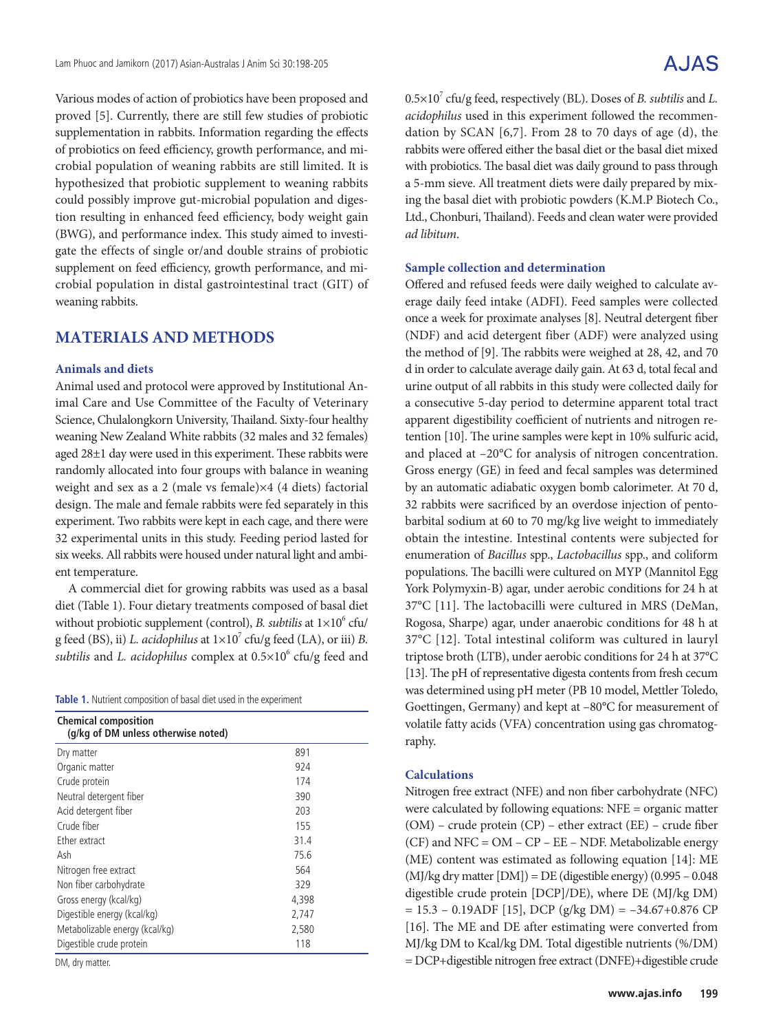Various modes of action of probiotics have been proposed and proved [5]. Currently, there are still few studies of probiotic supplementation in rabbits. Information regarding the effects of probiotics on feed efficiency, growth performance, and microbial population of weaning rabbits are still limited. It is hypothesized that probiotic supplement to weaning rabbits could possibly improve gut-microbial population and digestion resulting in enhanced feed efficiency, body weight gain (BWG), and performance index. This study aimed to investigate the effects of single or/and double strains of probiotic supplement on feed efficiency, growth performance, and microbial population in distal gastrointestinal tract (GIT) of weaning rabbits.

## MATERIALS AND METHODS

### Animals and diets

Animal used and protocol were approved by Institutional Animal Care and Use Committee of the Faculty of Veterinary Science, Chulalongkorn University, Thailand. Sixty-four healthy weaning New Zealand White rabbits (32 males and 32 females) aged 28±1 day were used in this experiment. These rabbits were randomly allocated into four groups with balance in weaning weight and sex as a 2 (male vs female)×4 (4 diets) factorial design. The male and female rabbits were fed separately in this experiment. Two rabbits were kept in each cage, and there were 32 experimental units in this study. Feeding period lasted for six weeks. All rabbits were housed under natural light and ambient temperature.

A commercial diet for growing rabbits was used as a basal diet (Table 1). Four dietary treatments composed of basal diet without probiotic supplement (control), *B. subtilis* at $1\times10^6$ cfu/g feed (BS), ii) *L. acidophilus* at $1\times10^7$ cfu/g feed (LA), or iii) *B. subtilis* and *L. acidophilus* complex at $0.5\times10^6$ cfu/g feed and $0.5\times10^7$ cfu/g feed, respectively (BL). Doses of *B. subtilis* and *L. acidophilus* used in this experiment followed the recommendation by SCAN [6,7]. From 28 to 70 days of age (d), the rabbits were offered either the basal diet or the basal diet mixed with probiotics. The basal diet was daily ground to pass through a 5-mm sieve. All treatment diets were daily prepared by mixing the basal diet with probiotic powders (K.M.P Biotech Co., Ltd., Chonburi, Thailand). Feeds and clean water were provided *ad libitum*.

**Table 1.** Nutrient composition of basal diet used in the experiment

| Chemical composition (g/kg of DM unless otherwise noted) | |
|---|---|
| Dry matter | 891 |
| Organic matter | 924 |
| Crude protein | 174 |
| Neutral detergent fiber | 390 |
| Acid detergent fiber | 203 |
| Crude fiber | 155 |
| Ether extract | 31.4 |
| Ash | 75.6 |
| Nitrogen free extract | 564 |
| Non fiber carbohydrate | 329 |
| Gross energy (kcal/kg) | 4,398 |
| Digestible energy (kcal/kg) | 2,747 |
| Metabolizable energy (kcal/kg) | 2,580 |
| Digestible crude protein | 118 |

DM, dry matter.

### Sample collection and determination

Offered and refused feeds were daily weighed to calculate average daily feed intake (ADFI). Feed samples were collected once a week for proximate analyses [8]. Neutral detergent fiber (NDF) and acid detergent fiber (ADF) were analyzed using the method of [9]. The rabbits were weighed at 28, 42, and 70 d in order to calculate average daily gain. At 63 d, total fecal and urine output of all rabbits in this study were collected daily for a consecutive 5-day period to determine apparent total tract apparent digestibility coefficient of nutrients and nitrogen retention [10]. The urine samples were kept in 10% sulfuric acid, and placed at −20°C for analysis of nitrogen concentration. Gross energy (GE) in feed and fecal samples was determined by an automatic adiabatic oxygen bomb calorimeter. At 70 d, 32 rabbits were sacrificed by an overdose injection of pentobarbital sodium at 60 to 70 mg/kg live weight to immediately obtain the intestine. Intestinal contents were subjected for enumeration of *Bacillus* spp., *Lactobacillus* spp., and coliform populations. The bacilli were cultured on MYP (Mannitol Egg York Polymyxin-B) agar, under aerobic conditions for 24 h at 37°C [11]. The lactobacilli were cultured in MRS (DeMan, Rogosa, Sharpe) agar, under anaerobic conditions for 48 h at 37°C [12]. Total intestinal coliform was cultured in lauryl triptose broth (LTB), under aerobic conditions for 24 h at 37°C [13]. The pH of representative digesta contents from fresh cecum was determined using pH meter (PB 10 model, Mettler Toledo, Goettingen, Germany) and kept at −80°C for measurement of volatile fatty acids (VFA) concentration using gas chromatography.

### Calculations

Nitrogen free extract (NFE) and non fiber carbohydrate (NFC) were calculated by following equations: NFE = organic matter (OM) – crude protein (CP) – ether extract (EE) – crude fiber (CF) and NFC = OM – CP – EE – NDF. Metabolizable energy (ME) content was estimated as following equation [14]: ME (MJ/kg dry matter [DM]) = DE (digestible energy) (0.995 – 0.048 digestible crude protein [DCP]/DE), where DE (MJ/kg DM) = 15.3 – 0.19ADF [15], DCP (g/kg DM) = –34.67+0.876 CP [16]. The ME and DE after estimating were converted from MJ/kg DM to Kcal/kg DM. Total digestible nutrients (%/DM) = DCP+digestible nitrogen free extract (DNFE)+digestible crude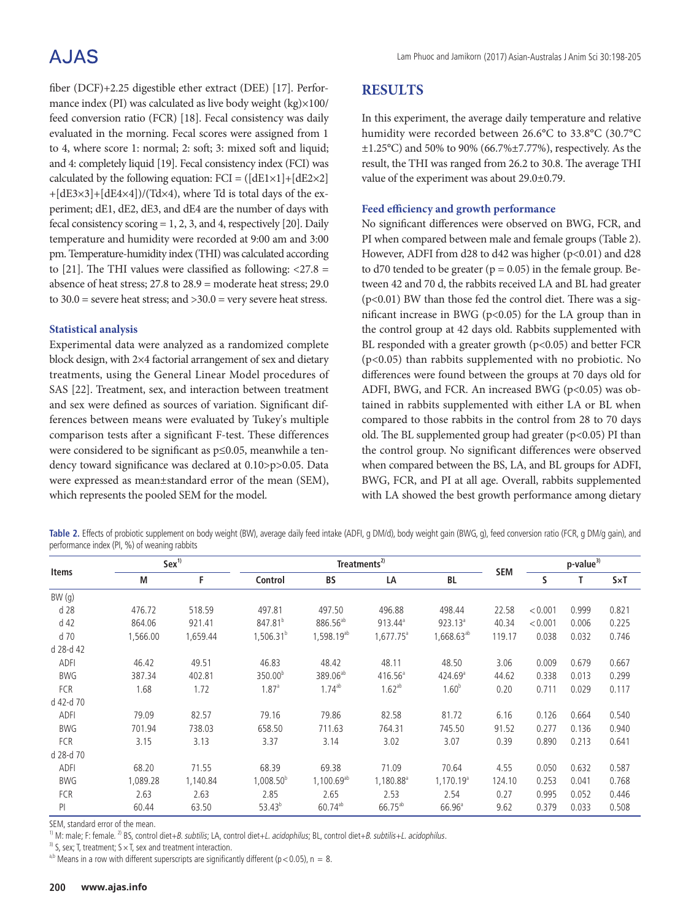fiber (DCF)+2.25 digestible ether extract (DEE) [17]. Performance index (PI) was calculated as live body weight (kg)×100/feed conversion ratio (FCR) [18]. Fecal consistency was daily evaluated in the morning. Fecal scores were assigned from 1 to 4, where score 1: normal; 2: soft; 3: mixed soft and liquid; and 4: completely liquid [19]. Fecal consistency index (FCI) was calculated by the following equation: $FCI = ([dE1\times1]+[dE2\times2]+[dE3\times3]+[dE4\times4])/(Td\times4)$, where Td is total days of the experiment; dE1, dE2, dE3, and dE4 are the number of days with fecal consistency scoring = 1, 2, 3, and 4, respectively [20]. Daily temperature and humidity were recorded at 9:00 am and 3:00 pm. Temperature-humidity index (THI) was calculated according to [21]. The THI values were classified as following: <27.8 = absence of heat stress; 27.8 to 28.9 = moderate heat stress; 29.0 to 30.0 = severe heat stress; and >30.0 = very severe heat stress.

### Statistical analysis

Experimental data were analyzed as a randomized complete block design, with 2×4 factorial arrangement of sex and dietary treatments, using the General Linear Model procedures of SAS [22]. Treatment, sex, and interaction between treatment and sex were defined as sources of variation. Significant differences between means were evaluated by Tukey's multiple comparison tests after a significant F-test. These differences were considered to be significant as $p\leq0.05$, meanwhile a tendency toward significance was declared at $0.10>p>0.05$. Data were expressed as mean±standard error of the mean (SEM), which represents the pooled SEM for the model.

## RESULTS

In this experiment, the average daily temperature and relative humidity were recorded between 26.6°C to 33.8°C (30.7°C ±1.25°C) and 50% to 90% (66.7%±7.77%), respectively. As the result, the THI was ranged from 26.2 to 30.8. The average THI value of the experiment was about 29.0±0.79.

### Feed efficiency and growth performance

No significant differences were observed on BWG, FCR, and PI when compared between male and female groups (Table 2). However, ADFI from d28 to d42 was higher ($p<0.01$) and d28 to d70 tended to be greater ($p = 0.05$) in the female group. Between 42 and 70 d, the rabbits received LA and BL had greater ($p<0.01$) BW than those fed the control diet. There was a significant increase in BWG ($p<0.05$) for the LA group than in the control group at 42 days old. Rabbits supplemented with BL responded with a greater growth ($p<0.05$) and better FCR ($p<0.05$) than rabbits supplemented with no probiotic. No differences were found between the groups at 70 days old for ADFI, BWG, and FCR. An increased BWG ($p<0.05$) was obtained in rabbits supplemented with either LA or BL when compared to those rabbits in the control from 28 to 70 days old. The BL supplemented group had greater ($p<0.05$) PI than the control group. No significant differences were observed when compared between the BS, LA, and BL groups for ADFI, BWG, FCR, and PI at all age. Overall, rabbits supplemented with LA showed the best growth performance among dietary

**Table 2.** Effects of probiotic supplement on body weight (BW), average daily feed intake (ADFI, g DM/d), body weight gain (BWG, g), feed conversion ratio (FCR, g DM/g gain), and performance index (PI, %) of weaning rabbits

| Items | Sex[1] | | Treatments[2] | | | | SEM | p-value[3] | | |
|---|---|---|---|---|---|---|---|---|---|---|
| | M | F | Control | BS | LA | BL | | S | T | S×T |
| BW (g) | | | | | | | | | | |
| d 28 | 476.72 | 518.59 | 497.81 | 497.50 | 496.88 | 498.44 | 22.58 | <0.001 | 0.999 | 0.821 |
| d 42 | 864.06 | 921.41 | 847.81[b] | 886.56[ab] | 913.44[a] | 923.13[a] | 40.34 | <0.001 | 0.006 | 0.225 |
| d 70 | 1,566.00 | 1,659.44 | 1,506.31[b] | 1,598.19[ab] | 1,677.75[a] | 1,668.63[ab] | 119.17 | 0.038 | 0.032 | 0.746 |
| d 28-d 42 | | | | | | | | | | |
| ADFI | 46.42 | 49.51 | 46.83 | 48.42 | 48.11 | 48.50 | 3.06 | 0.009 | 0.679 | 0.667 |
| BWG | 387.34 | 402.81 | 350.00[b] | 389.06[ab] | 416.56[a] | 424.69[a] | 44.62 | 0.338 | 0.013 | 0.299 |
| FCR | 1.68 | 1.72 | 1.87[a] | 1.74[ab] | 1.62[ab] | 1.60[b] | 0.20 | 0.711 | 0.029 | 0.117 |
| d 42-d 70 | | | | | | | | | | |
| ADFI | 79.09 | 82.57 | 79.16 | 79.86 | 82.58 | 81.72 | 6.16 | 0.126 | 0.664 | 0.540 |
| BWG | 701.94 | 738.03 | 658.50 | 711.63 | 764.31 | 745.50 | 91.52 | 0.277 | 0.136 | 0.940 |
| FCR | 3.15 | 3.13 | 3.37 | 3.14 | 3.02 | 3.07 | 0.39 | 0.890 | 0.213 | 0.641 |
| d 28-d 70 | | | | | | | | | | |
| ADFI | 68.20 | 71.55 | 68.39 | 69.38 | 71.09 | 70.64 | 4.55 | 0.050 | 0.632 | 0.587 |
| BWG | 1,089.28 | 1,140.84 | 1,008.50[b] | 1,100.69[ab] | 1,180.88[a] | 1,170.19[a] | 124.10 | 0.253 | 0.041 | 0.768 |
| FCR | 2.63 | 2.63 | 2.85 | 2.65 | 2.53 | 2.54 | 0.27 | 0.995 | 0.052 | 0.446 |
| PI | 60.44 | 63.50 | 53.43[b] | 60.74[ab] | 66.75[ab] | 66.96[a] | 9.62 | 0.379 | 0.033 | 0.508 |

SEM, standard error of the mean.

[1] M: male; F: female. [2] BS, control diet+*B. subtilis*; LA, control diet+*L. acidophilus*; BL, control diet+*B. subtilis*+*L. acidophilus*.

[3] S, sex; T, treatment; S×T, sex and treatment interaction.

[a,b] Means in a row with different superscripts are significantly different ($p<0.05$), n = 8.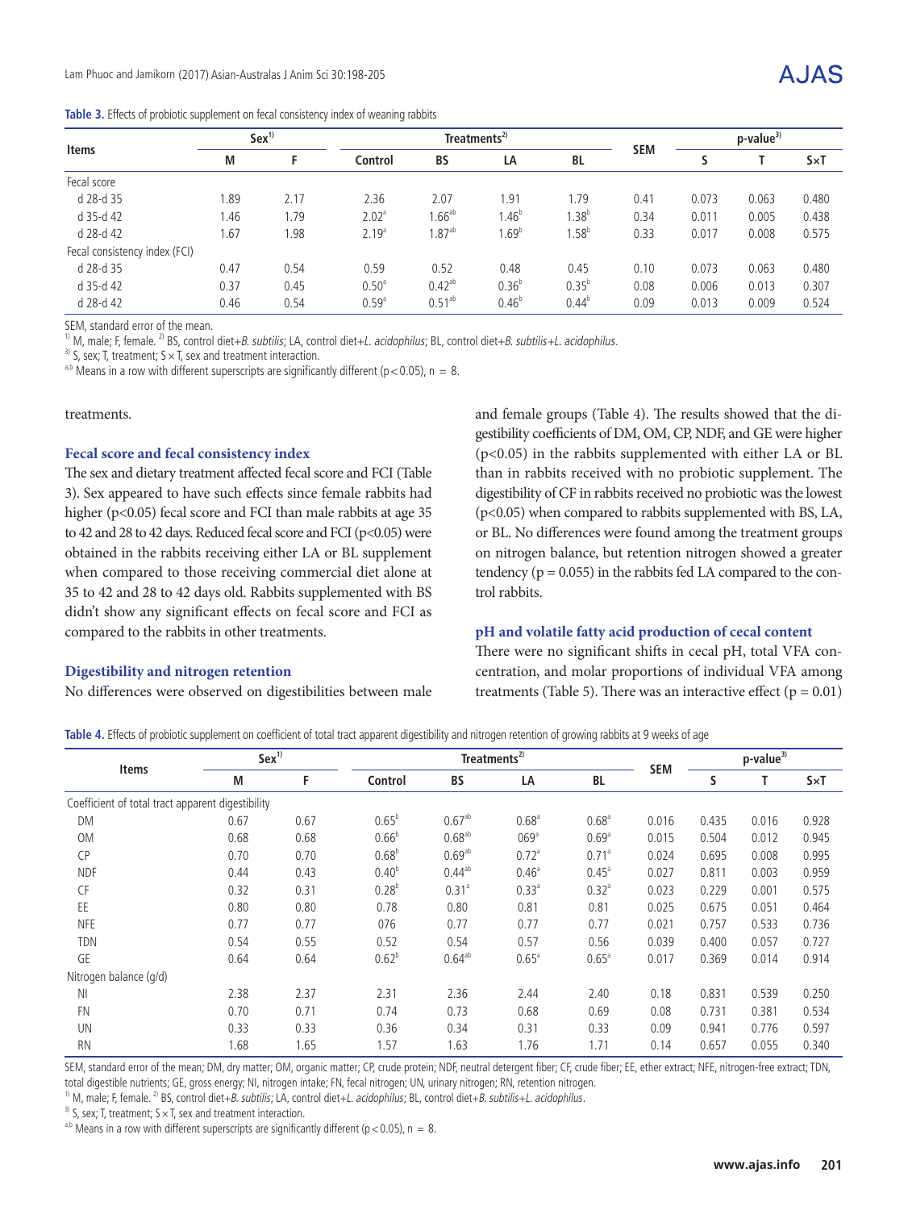**Table 3.** Effects of probiotic supplement on fecal consistency index of weaning rabbits

| Items | Sex[1)] | | Treatments[2)] | | | | SEM | p-value[3)] | | |
|---|---|---|---|---|---|---|---|---|---|---|
| | M | F | Control | BS | LA | BL | | S | T | S×T |
| Fecal score | | | | | | | | | | |
| d 28-d 35 | 1.89 | 2.17 | 2.36 | 2.07 | 1.91 | 1.79 | 0.41 | 0.073 | 0.063 | 0.480 |
| d 35-d 42 | 1.46 | 1.79 | 2.02[a] | 1.66[ab] | 1.46[b] | 1.38[b] | 0.34 | 0.011 | 0.005 | 0.438 |
| d 28-d 42 | 1.67 | 1.98 | 2.19[a] | 1.87[ab] | 1.69[b] | 1.58[b] | 0.33 | 0.017 | 0.008 | 0.575 |
| Fecal consistency index (FCI) | | | | | | | | | | |
| d 28-d 35 | 0.47 | 0.54 | 0.59 | 0.52 | 0.48 | 0.45 | 0.10 | 0.073 | 0.063 | 0.480 |
| d 35-d 42 | 0.37 | 0.45 | 0.50[a] | 0.42[ab] | 0.36[b] | 0.35[b] | 0.08 | 0.006 | 0.013 | 0.307 |
| d 28-d 42 | 0.46 | 0.54 | 0.59[a] | 0.51[ab] | 0.46[b] | 0.44[b] | 0.09 | 0.013 | 0.009 | 0.524 |

SEM, standard error of the mean.
[1)] M, male; F, female. [2)] BS, control diet+*B. subtilis*; LA, control diet+*L. acidophilus*; BL, control diet+*B. subtilis*+*L. acidophilus*.
[3)] S, sex; T, treatment; S×T, sex and treatment interaction.
[a,b] Means in a row with different superscripts are significantly different (p<0.05), n = 8.

treatments.

### Fecal score and fecal consistency index

The sex and dietary treatment affected fecal score and FCI (Table 3). Sex appeared to have such effects since female rabbits had higher (p<0.05) fecal score and FCI than male rabbits at age 35 to 42 and 28 to 42 days. Reduced fecal score and FCI (p<0.05) were obtained in the rabbits receiving either LA or BL supplement when compared to those receiving commercial diet alone at 35 to 42 and 28 to 42 days old. Rabbits supplemented with BS didn't show any significant effects on fecal score and FCI as compared to the rabbits in other treatments.

### Digestibility and nitrogen retention

No differences were observed on digestibilities between male and female groups (Table 4). The results showed that the digestibility coefficients of DM, OM, CP, NDF, and GE were higher (p<0.05) in the rabbits supplemented with either LA or BL than in rabbits received with no probiotic supplement. The digestibility of CF in rabbits received no probiotic was the lowest (p<0.05) when compared to rabbits supplemented with BS, LA, or BL. No differences were found among the treatment groups on nitrogen balance, but retention nitrogen showed a greater tendency (p = 0.055) in the rabbits fed LA compared to the control rabbits.

### pH and volatile fatty acid production of cecal content

There were no significant shifts in cecal pH, total VFA concentration, and molar proportions of individual VFA among treatments (Table 5). There was an interactive effect (p = 0.01)

**Table 4.** Effects of probiotic supplement on coefficient of total tract apparent digestibility and nitrogen retention of growing rabbits at 9 weeks of age

| Items | Sex[1)] | | Treatments[2)] | | | | SEM | p-value[3)] | | |
|---|---|---|---|---|---|---|---|---|---|---|
| | M | F | Control | BS | LA | BL | | S | T | S×T |
| Coefficient of total tract apparent digestibility | | | | | | | | | | |
| DM | 0.67 | 0.67 | 0.65[b] | 0.67[ab] | 0.68[a] | 0.68[a] | 0.016 | 0.435 | 0.016 | 0.928 |
| OM | 0.68 | 0.68 | 0.66[b] | 0.68[ab] | 069[a] | 0.69[a] | 0.015 | 0.504 | 0.012 | 0.945 |
| CP | 0.70 | 0.70 | 0.68[b] | 0.69[ab] | 0.72[a] | 0.71[a] | 0.024 | 0.695 | 0.008 | 0.995 |
| NDF | 0.44 | 0.43 | 0.40[b] | 0.44[ab] | 0.46[a] | 0.45[a] | 0.027 | 0.811 | 0.003 | 0.959 |
| CF | 0.32 | 0.31 | 0.28[b] | 0.31[a] | 0.33[a] | 0.32[a] | 0.023 | 0.229 | 0.001 | 0.575 |
| EE | 0.80 | 0.80 | 0.78 | 0.80 | 0.81 | 0.81 | 0.025 | 0.675 | 0.051 | 0.464 |
| NFE | 0.77 | 0.77 | 076 | 0.77 | 0.77 | 0.77 | 0.021 | 0.757 | 0.533 | 0.736 |
| TDN | 0.54 | 0.55 | 0.52 | 0.54 | 0.57 | 0.56 | 0.039 | 0.400 | 0.057 | 0.727 |
| GE | 0.64 | 0.64 | 0.62[b] | 0.64[ab] | 0.65[a] | 0.65[a] | 0.017 | 0.369 | 0.014 | 0.914 |
| Nitrogen balance (g/d) | | | | | | | | | | |
| NI | 2.38 | 2.37 | 2.31 | 2.36 | 2.44 | 2.40 | 0.18 | 0.831 | 0.539 | 0.250 |
| FN | 0.70 | 0.71 | 0.74 | 0.73 | 0.68 | 0.69 | 0.08 | 0.731 | 0.381 | 0.534 |
| UN | 0.33 | 0.33 | 0.36 | 0.34 | 0.31 | 0.33 | 0.09 | 0.941 | 0.776 | 0.597 |
| RN | 1.68 | 1.65 | 1.57 | 1.63 | 1.76 | 1.71 | 0.14 | 0.657 | 0.055 | 0.340 |

SEM, standard error of the mean; DM, dry matter; OM, organic matter; CP, crude protein; NDF, neutral detergent fiber; CF, crude fiber; EE, ether extract; NFE, nitrogen-free extract; TDN, total digestible nutrients; GE, gross energy; NI, nitrogen intake; FN, fecal nitrogen; UN, urinary nitrogen; RN, retention nitrogen.
[1)] M, male; F, female. [2)] BS, control diet+*B. subtilis*; LA, control diet+*L. acidophilus*; BL, control diet+*B. subtilis*+*L. acidophilus*.
[3)] S, sex; T, treatment; S×T, sex and treatment interaction.
[a,b] Means in a row with different superscripts are significantly different (p<0.05), n = 8.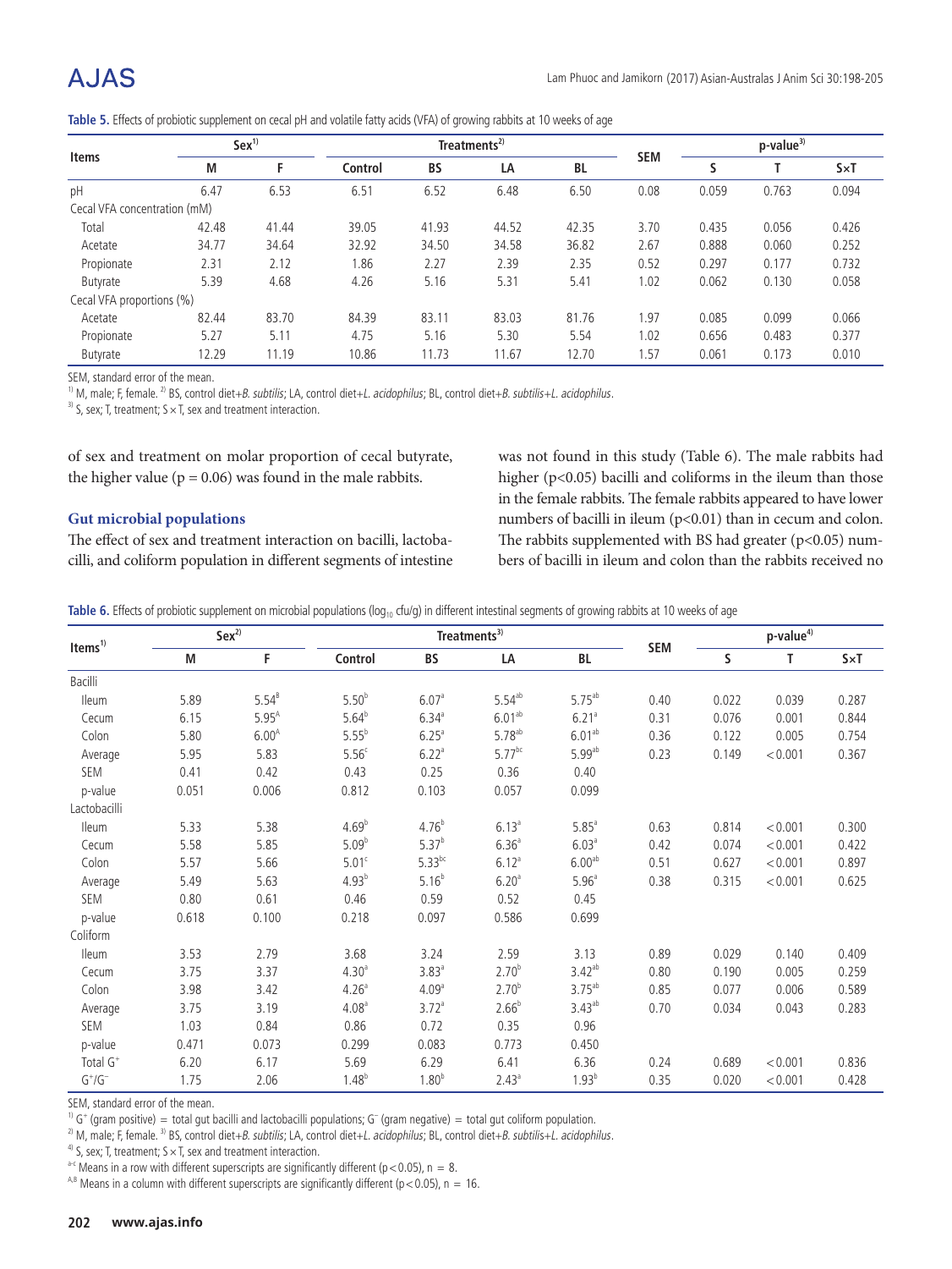**Table 5.** Effects of probiotic supplement on cecal pH and volatile fatty acids (VFA) of growing rabbits at 10 weeks of age

| Items | Sex[1)] | | Treatments[2)] | | | | SEM | p-value[3)] | | |
|---|---|---|---|---|---|---|---|---|---|---|
| | M | F | Control | BS | LA | BL | | S | T | S×T |
| pH | 6.47 | 6.53 | 6.51 | 6.52 | 6.48 | 6.50 | 0.08 | 0.059 | 0.763 | 0.094 |
| Cecal VFA concentration (mM) | | | | | | | | | | |
| Total | 42.48 | 41.44 | 39.05 | 41.93 | 44.52 | 42.35 | 3.70 | 0.435 | 0.056 | 0.426 |
| Acetate | 34.77 | 34.64 | 32.92 | 34.50 | 34.58 | 36.82 | 2.67 | 0.888 | 0.060 | 0.252 |
| Propionate | 2.31 | 2.12 | 1.86 | 2.27 | 2.39 | 2.35 | 0.52 | 0.297 | 0.177 | 0.732 |
| Butyrate | 5.39 | 4.68 | 4.26 | 5.16 | 5.31 | 5.41 | 1.02 | 0.062 | 0.130 | 0.058 |
| Cecal VFA proportions (%) | | | | | | | | | | |
| Acetate | 82.44 | 83.70 | 84.39 | 83.11 | 83.03 | 81.76 | 1.97 | 0.085 | 0.099 | 0.066 |
| Propionate | 5.27 | 5.11 | 4.75 | 5.16 | 5.30 | 5.54 | 1.02 | 0.656 | 0.483 | 0.377 |
| Butyrate | 12.29 | 11.19 | 10.86 | 11.73 | 11.67 | 12.70 | 1.57 | 0.061 | 0.173 | 0.010 |

SEM, standard error of the mean.

[1)] M, male; F, female. [2)] BS, control diet+*B. subtilis*; LA, control diet+*L. acidophilus*; BL, control diet+*B. subtilis*+*L. acidophilus*.

[3)] S, sex; T, treatment; S×T, sex and treatment interaction.

of sex and treatment on molar proportion of cecal butyrate, the higher value ($p = 0.06$) was found in the male rabbits.

### Gut microbial populations

The effect of sex and treatment interaction on bacilli, lactobacilli, and coliform population in different segments of intestine was not found in this study (Table 6). The male rabbits had higher ($p<0.05$) bacilli and coliforms in the ileum than those in the female rabbits. The female rabbits appeared to have lower numbers of bacilli in ileum ($p<0.01$) than in cecum and colon. The rabbits supplemented with BS had greater ($p<0.05$) numbers of bacilli in ileum and colon than the rabbits received no

**Table 6.** Effects of probiotic supplement on microbial populations ($\log_{10}$ cfu/g) in different intestinal segments of growing rabbits at 10 weeks of age

| Items[1)] | Sex[2)] | | Treatments[3)] | | | | SEM | p-value[4)] | | |
|---|---|---|---|---|---|---|---|---|---|---|
| | M | F | Control | BS | LA | BL | | S | T | S×T |
| Bacilli | | | | | | | | | | |
| Ileum | 5.89 | $5.54^{B}$ | $5.50^{b}$ | $6.07^{a}$ | $5.54^{ab}$ | $5.75^{ab}$ | 0.40 | 0.022 | 0.039 | 0.287 |
| Cecum | 6.15 | $5.95^{A}$ | $5.64^{b}$ | $6.34^{a}$ | $6.01^{ab}$ | $6.21^{a}$ | 0.31 | 0.076 | 0.001 | 0.844 |
| Colon | 5.80 | $6.00^{A}$ | $5.55^{b}$ | $6.25^{a}$ | $5.78^{ab}$ | $6.01^{ab}$ | 0.36 | 0.122 | 0.005 | 0.754 |
| Average | 5.95 | 5.83 | $5.56^{c}$ | $6.22^{a}$ | $5.77^{bc}$ | $5.99^{ab}$ | 0.23 | 0.149 | <0.001 | 0.367 |
| SEM | 0.41 | 0.42 | 0.43 | 0.25 | 0.36 | 0.40 | | | | |
| p-value | 0.051 | 0.006 | 0.812 | 0.103 | 0.057 | 0.099 | | | | |
| Lactobacilli | | | | | | | | | | |
| Ileum | 5.33 | 5.38 | $4.69^{b}$ | $4.76^{b}$ | $6.13^{a}$ | $5.85^{a}$ | 0.63 | 0.814 | <0.001 | 0.300 |
| Cecum | 5.58 | 5.85 | $5.09^{b}$ | $5.37^{b}$ | $6.36^{a}$ | $6.03^{a}$ | 0.42 | 0.074 | <0.001 | 0.422 |
| Colon | 5.57 | 5.66 | $5.01^{c}$ | $5.33^{bc}$ | $6.12^{a}$ | $6.00^{ab}$ | 0.51 | 0.627 | <0.001 | 0.897 |
| Average | 5.49 | 5.63 | $4.93^{b}$ | $5.16^{b}$ | $6.20^{a}$ | $5.96^{a}$ | 0.38 | 0.315 | <0.001 | 0.625 |
| SEM | 0.80 | 0.61 | 0.46 | 0.59 | 0.52 | 0.45 | | | | |
| p-value | 0.618 | 0.100 | 0.218 | 0.097 | 0.586 | 0.699 | | | | |
| Coliform | | | | | | | | | | |
| Ileum | 3.53 | 2.79 | 3.68 | 3.24 | 2.59 | 3.13 | 0.89 | 0.029 | 0.140 | 0.409 |
| Cecum | 3.75 | 3.37 | $4.30^{a}$ | $3.83^{a}$ | $2.70^{b}$ | $3.42^{ab}$ | 0.80 | 0.190 | 0.005 | 0.259 |
| Colon | 3.98 | 3.42 | $4.26^{a}$ | $4.09^{a}$ | $2.70^{b}$ | $3.75^{ab}$ | 0.85 | 0.077 | 0.006 | 0.589 |
| Average | 3.75 | 3.19 | $4.08^{a}$ | $3.72^{a}$ | $2.66^{b}$ | $3.43^{ab}$ | 0.70 | 0.034 | 0.043 | 0.283 |
| SEM | 1.03 | 0.84 | 0.86 | 0.72 | 0.35 | 0.96 | | | | |
| p-value | 0.471 | 0.073 | 0.299 | 0.083 | 0.773 | 0.450 | | | | |
| Total $G^{+}$ | 6.20 | 6.17 | 5.69 | 6.29 | 6.41 | 6.36 | 0.24 | 0.689 | <0.001 | 0.836 |
| $G^{+}/G^{-}$ | 1.75 | 2.06 | $1.48^{b}$ | $1.80^{b}$ | $2.43^{a}$ | $1.93^{b}$ | 0.35 | 0.020 | <0.001 | 0.428 |

SEM, standard error of the mean.

[1)] $G^{+}$ (gram positive) = total gut bacilli and lactobacilli populations; $G^{-}$ (gram negative) = total gut coliform population.

[2)] M, male; F, female. [3)] BS, control diet+*B. subtilis*; LA, control diet+*L. acidophilus*; BL, control diet+*B. subtilis*+*L. acidophilus*.

[4)] S, sex; T, treatment; S×T, sex and treatment interaction.

[a-c] Means in a row with different superscripts are significantly different ($p<0.05$), n = 8.

[A,B] Means in a column with different superscripts are significantly different ($p<0.05$), n = 16.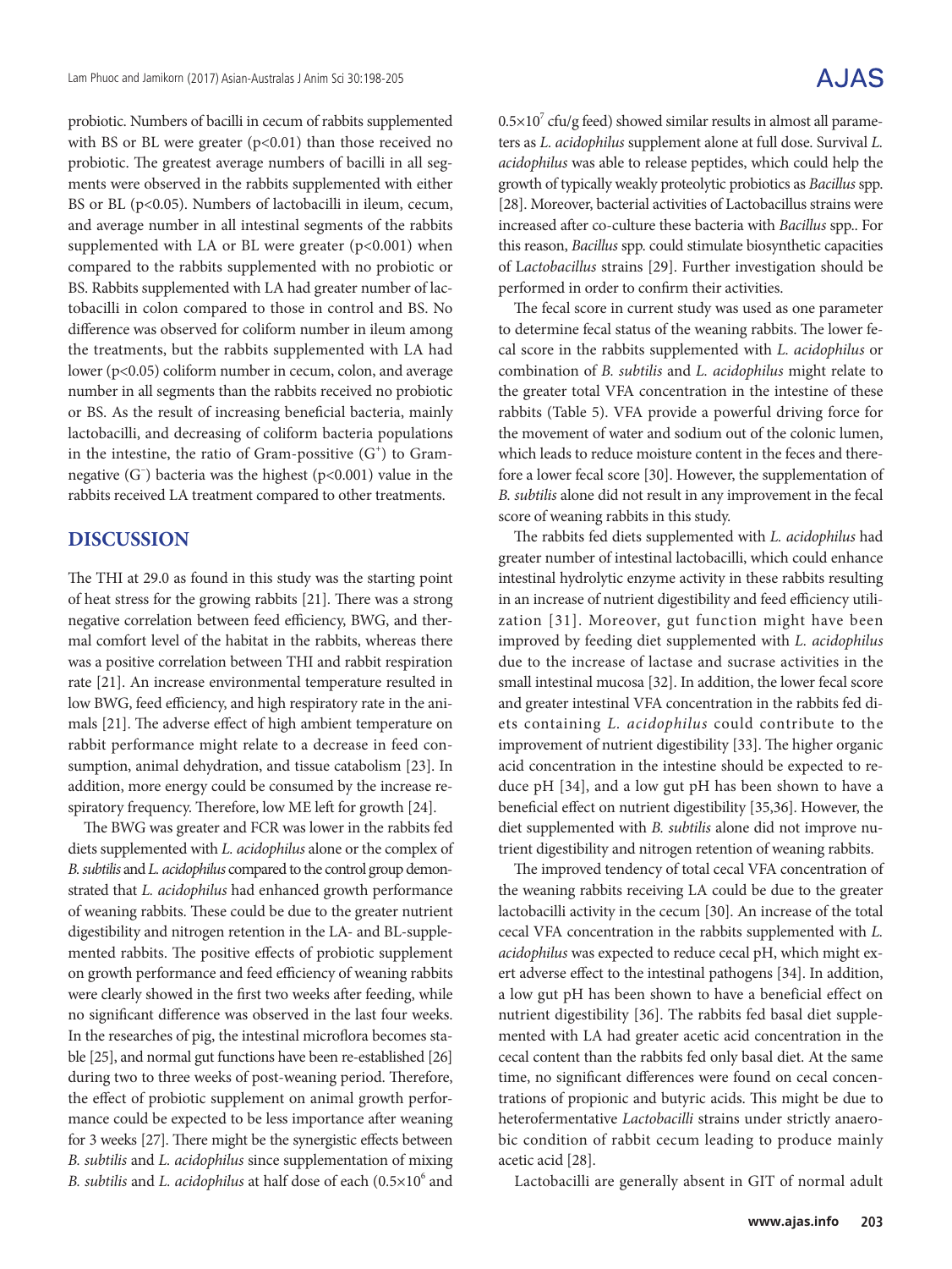probiotic. Numbers of bacilli in cecum of rabbits supplemented with BS or BL were greater ($p<0.01$) than those received no probiotic. The greatest average numbers of bacilli in all segments were observed in the rabbits supplemented with either BS or BL ($p<0.05$). Numbers of lactobacilli in ileum, cecum, and average number in all intestinal segments of the rabbits supplemented with LA or BL were greater ($p<0.001$) when compared to the rabbits supplemented with no probiotic or BS. Rabbits supplemented with LA had greater number of lactobacilli in colon compared to those in control and BS. No difference was observed for coliform number in ileum among the treatments, but the rabbits supplemented with LA had lower ($p<0.05$) coliform number in cecum, colon, and average number in all segments than the rabbits received no probiotic or BS. As the result of increasing beneficial bacteria, mainly lactobacilli, and decreasing of coliform bacteria populations in the intestine, the ratio of Gram-possitive ($G^+$) to Gram-negative ($G^-$) bacteria was the highest ($p<0.001$) value in the rabbits received LA treatment compared to other treatments.

## DISCUSSION

The THI at 29.0 as found in this study was the starting point of heat stress for the growing rabbits [21]. There was a strong negative correlation between feed efficiency, BWG, and thermal comfort level of the habitat in the rabbits, whereas there was a positive correlation between THI and rabbit respiration rate [21]. An increase environmental temperature resulted in low BWG, feed efficiency, and high respiratory rate in the animals [21]. The adverse effect of high ambient temperature on rabbit performance might relate to a decrease in feed consumption, animal dehydration, and tissue catabolism [23]. In addition, more energy could be consumed by the increase respiratory frequency. Therefore, low ME left for growth [24].

The BWG was greater and FCR was lower in the rabbits fed diets supplemented with *L. acidophilus* alone or the complex of *B. subtilis* and *L. acidophilus* compared to the control group demonstrated that *L. acidophilus* had enhanced growth performance of weaning rabbits. These could be due to the greater nutrient digestibility and nitrogen retention in the LA- and BL-supplemented rabbits. The positive effects of probiotic supplement on growth performance and feed efficiency of weaning rabbits were clearly showed in the first two weeks after feeding, while no significant difference was observed in the last four weeks. In the researches of pig, the intestinal microflora becomes stable [25], and normal gut functions have been re-established [26] during two to three weeks of post-weaning period. Therefore, the effect of probiotic supplement on animal growth performance could be expected to be less importance after weaning for 3 weeks [27]. There might be the synergistic effects between *B. subtilis* and *L. acidophilus* since supplementation of mixing *B. subtilis* and *L. acidophilus* at half dose of each ($0.5\times10^6$ and $0.5\times10^7$ cfu/g feed) showed similar results in almost all parameters as *L. acidophilus* supplement alone at full dose. Survival *L. acidophilus* was able to release peptides, which could help the growth of typically weakly proteolytic probiotics as *Bacillus* spp. [28]. Moreover, bacterial activities of Lactobacillus strains were increased after co-culture these bacteria with *Bacillus* spp.. For this reason, *Bacillus* spp. could stimulate biosynthetic capacities of L*actobacillus* strains [29]. Further investigation should be performed in order to confirm their activities.

The fecal score in current study was used as one parameter to determine fecal status of the weaning rabbits. The lower fecal score in the rabbits supplemented with *L. acidophilus* or combination of *B. subtilis* and *L. acidophilus* might relate to the greater total VFA concentration in the intestine of these rabbits (Table 5). VFA provide a powerful driving force for the movement of water and sodium out of the colonic lumen, which leads to reduce moisture content in the feces and therefore a lower fecal score [30]. However, the supplementation of *B. subtilis* alone did not result in any improvement in the fecal score of weaning rabbits in this study.

The rabbits fed diets supplemented with *L. acidophilus* had greater number of intestinal lactobacilli, which could enhance intestinal hydrolytic enzyme activity in these rabbits resulting in an increase of nutrient digestibility and feed efficiency utilization [31]. Moreover, gut function might have been improved by feeding diet supplemented with *L. acidophilus* due to the increase of lactase and sucrase activities in the small intestinal mucosa [32]. In addition, the lower fecal score and greater intestinal VFA concentration in the rabbits fed diets containing *L. acidophilus* could contribute to the improvement of nutrient digestibility [33]. The higher organic acid concentration in the intestine should be expected to reduce pH [34], and a low gut pH has been shown to have a beneficial effect on nutrient digestibility [35,36]. However, the diet supplemented with *B. subtilis* alone did not improve nutrient digestibility and nitrogen retention of weaning rabbits.

The improved tendency of total cecal VFA concentration of the weaning rabbits receiving LA could be due to the greater lactobacilli activity in the cecum [30]. An increase of the total cecal VFA concentration in the rabbits supplemented with *L. acidophilus* was expected to reduce cecal pH, which might exert adverse effect to the intestinal pathogens [34]. In addition, a low gut pH has been shown to have a beneficial effect on nutrient digestibility [36]. The rabbits fed basal diet supplemented with LA had greater acetic acid concentration in the cecal content than the rabbits fed only basal diet. At the same time, no significant differences were found on cecal concentrations of propionic and butyric acids. This might be due to heterofermentative *Lactobacilli* strains under strictly anaerobic condition of rabbit cecum leading to produce mainly acetic acid [28].

Lactobacilli are generally absent in GIT of normal adult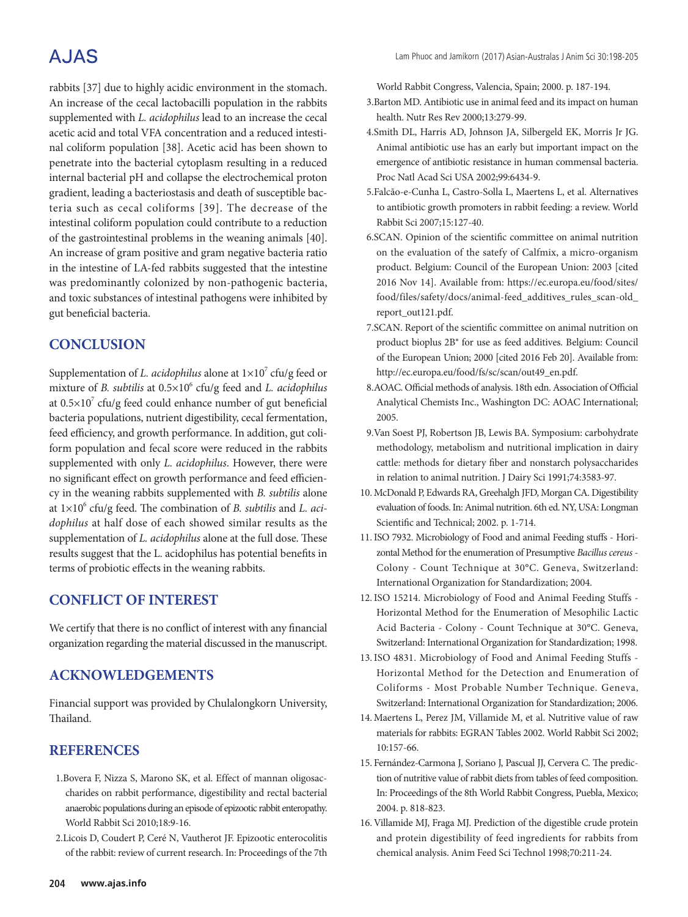rabbits [37] due to highly acidic environment in the stomach. An increase of the cecal lactobacilli population in the rabbits supplemented with *L. acidophilus* lead to an increase the cecal acetic acid and total VFA concentration and a reduced intestinal coliform population [38]. Acetic acid has been shown to penetrate into the bacterial cytoplasm resulting in a reduced internal bacterial pH and collapse the electrochemical proton gradient, leading a bacteriostasis and death of susceptible bacteria such as cecal coliforms [39]. The decrease of the intestinal coliform population could contribute to a reduction of the gastrointestinal problems in the weaning animals [40]. An increase of gram positive and gram negative bacteria ratio in the intestine of LA-fed rabbits suggested that the intestine was predominantly colonized by non-pathogenic bacteria, and toxic substances of intestinal pathogens were inhibited by gut beneficial bacteria.

## CONCLUSION

Supplementation of *L. acidophilus* alone at $1\times10^7$ cfu/g feed or mixture of *B. subtilis* at $0.5\times10^6$ cfu/g feed and *L. acidophilus* at $0.5\times10^7$ cfu/g feed could enhance number of gut beneficial bacteria populations, nutrient digestibility, cecal fermentation, feed efficiency, and growth performance. In addition, gut coliform population and fecal score were reduced in the rabbits supplemented with only *L. acidophilus*. However, there were no significant effect on growth performance and feed efficiency in the weaning rabbits supplemented with *B. subtilis* alone at $1\times10^6$ cfu/g feed. The combination of *B. subtilis* and *L. acidophilus* at half dose of each showed similar results as the supplementation of *L. acidophilus* alone at the full dose. These results suggest that the L. acidophilus has potential benefits in terms of probiotic effects in the weaning rabbits.

## CONFLICT OF INTEREST

We certify that there is no conflict of interest with any financial organization regarding the material discussed in the manuscript.

## ACKNOWLEDGEMENTS

Financial support was provided by Chulalongkorn University, Thailand.

## REFERENCES

1. Bovera F, Nizza S, Marono SK, et al. Effect of mannan oligosaccharides on rabbit performance, digestibility and rectal bacterial anaerobic populations during an episode of epizootic rabbit enteropathy. World Rabbit Sci 2010;18:9-16.
2. Licois D, Coudert P, Ceré N, Vautherot JF. Epizootic enterocolitis of the rabbit: review of current research. In: Proceedings of the 7th World Rabbit Congress, Valencia, Spain; 2000. p. 187-194.
3. Barton MD. Antibiotic use in animal feed and its impact on human health. Nutr Res Rev 2000;13:279-99.
4. Smith DL, Harris AD, Johnson JA, Silbergeld EK, Morris Jr JG. Animal antibiotic use has an early but important impact on the emergence of antibiotic resistance in human commensal bacteria. Proc Natl Acad Sci USA 2002;99:6434-9.
5. Falcão-e-Cunha L, Castro-Solla L, Maertens L, et al. Alternatives to antibiotic growth promoters in rabbit feeding: a review. World Rabbit Sci 2007;15:127-40.
6. SCAN. Opinion of the scientific committee on animal nutrition on the evaluation of the satefy of Calfmix, a micro-organism product. Belgium: Council of the European Union: 2003 [cited 2016 Nov 14]. Available from: https://ec.europa.eu/food/sites/food/files/safety/docs/animal-feed_additives_rules_scan-old_report_out121.pdf.
7. SCAN. Report of the scientific committee on animal nutrition on product bioplus 2B® for use as feed additives. Belgium: Council of the European Union; 2000 [cited 2016 Feb 20]. Available from: http://ec.europa.eu/food/fs/sc/scan/out49_en.pdf.
8. AOAC. Official methods of analysis. 18th edn. Association of Official Analytical Chemists Inc., Washington DC: AOAC International; 2005.
9. Van Soest PJ, Robertson JB, Lewis BA. Symposium: carbohydrate methodology, metabolism and nutritional implication in dairy cattle: methods for dietary fiber and nonstarch polysaccharides in relation to animal nutrition. J Dairy Sci 1991;74:3583-97.
10. McDonald P, Edwards RA, Greehalgh JFD, Morgan CA. Digestibility evaluation of foods. In: Animal nutrition. 6th ed. NY, USA: Longman Scientific and Technical; 2002. p. 1-714.
11. ISO 7932. Microbiology of Food and animal Feeding stuffs - Horizontal Method for the enumeration of Presumptive *Bacillus cereus* - Colony - Count Technique at 30°C. Geneva, Switzerland: International Organization for Standardization; 2004.
12. ISO 15214. Microbiology of Food and Animal Feeding Stuffs - Horizontal Method for the Enumeration of Mesophilic Lactic Acid Bacteria - Colony - Count Technique at 30°C. Geneva, Switzerland: International Organization for Standardization; 1998.
13. ISO 4831. Microbiology of Food and Animal Feeding Stuffs - Horizontal Method for the Detection and Enumeration of Coliforms - Most Probable Number Technique. Geneva, Switzerland: International Organization for Standardization; 2006.
14. Maertens L, Perez JM, Villamide M, et al. Nutritive value of raw materials for rabbits: EGRAN Tables 2002. World Rabbit Sci 2002;10:157-66.
15. Fernández-Carmona J, Soriano J, Pascual JJ, Cervera C. The prediction of nutritive value of rabbit diets from tables of feed composition. In: Proceedings of the 8th World Rabbit Congress, Puebla, Mexico; 2004. p. 818-823.
16. Villamide MJ, Fraga MJ. Prediction of the digestible crude protein and protein digestibility of feed ingredients for rabbits from chemical analysis. Anim Feed Sci Technol 1998;70:211-24.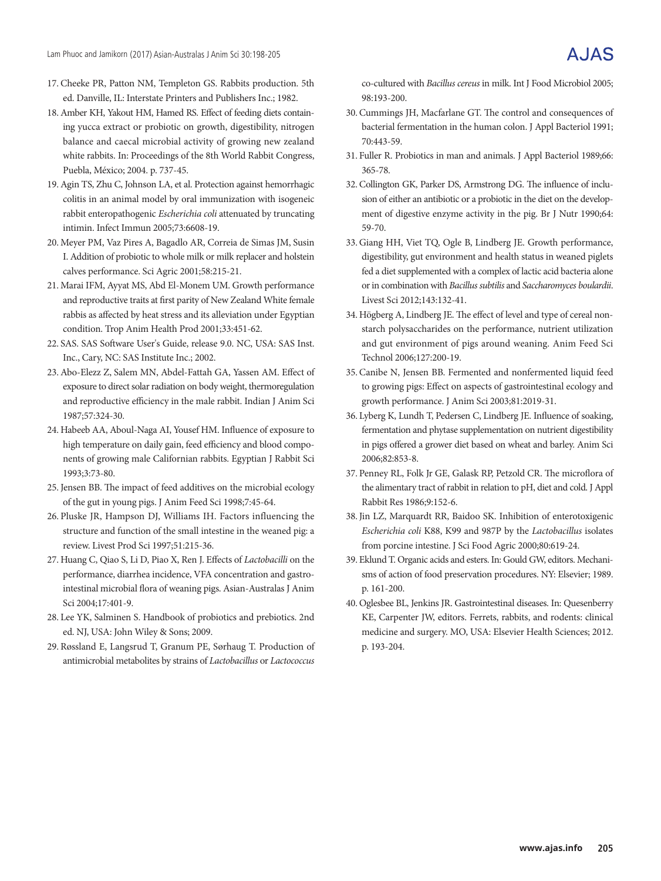17. Cheeke PR, Patton NM, Templeton GS. Rabbits production. 5th ed. Danville, IL: Interstate Printers and Publishers Inc.; 1982.
18. Amber KH, Yakout HM, Hamed RS. Effect of feeding diets containing yucca extract or probiotic on growth, digestibility, nitrogen balance and caecal microbial activity of growing new zealand white rabbits. In: Proceedings of the 8th World Rabbit Congress, Puebla, México; 2004. p. 737-45.
19. Agin TS, Zhu C, Johnson LA, et al. Protection against hemorrhagic colitis in an animal model by oral immunization with isogeneic rabbit enteropathogenic *Escherichia coli* attenuated by truncating intimin. Infect Immun 2005;73:6608-19.
20. Meyer PM, Vaz Pires A, Bagadlo AR, Correia de Simas JM, Susin I. Addition of probiotic to whole milk or milk replacer and holstein calves performance. Sci Agric 2001;58:215-21.
21. Marai IFM, Ayyat MS, Abd El-Monem UM. Growth performance and reproductive traits at first parity of New Zealand White female rabbis as affected by heat stress and its alleviation under Egyptian condition. Trop Anim Health Prod 2001;33:451-62.
22. SAS. SAS Software User's Guide, release 9.0. NC, USA: SAS Inst. Inc., Cary, NC: SAS Institute Inc.; 2002.
23. Abo-Elezz Z, Salem MN, Abdel-Fattah GA, Yassen AM. Effect of exposure to direct solar radiation on body weight, thermoregulation and reproductive efficiency in the male rabbit. Indian J Anim Sci 1987;57:324-30.
24. Habeeb AA, Aboul-Naga AI, Yousef HM. Influence of exposure to high temperature on daily gain, feed efficiency and blood components of growing male Californian rabbits. Egyptian J Rabbit Sci 1993;3:73-80.
25. Jensen BB. The impact of feed additives on the microbial ecology of the gut in young pigs. J Anim Feed Sci 1998;7:45-64.
26. Pluske JR, Hampson DJ, Williams IH. Factors influencing the structure and function of the small intestine in the weaned pig: a review. Livest Prod Sci 1997;51:215-36.
27. Huang C, Qiao S, Li D, Piao X, Ren J. Effects of *Lactobacilli* on the performance, diarrhea incidence, VFA concentration and gastrointestinal microbial flora of weaning pigs. Asian-Australas J Anim Sci 2004;17:401-9.
28. Lee YK, Salminen S. Handbook of probiotics and prebiotics. 2nd ed. NJ, USA: John Wiley & Sons; 2009.
29. Røssland E, Langsrud T, Granum PE, Sørhaug T. Production of antimicrobial metabolites by strains of *Lactobacillus* or *Lactococcus* co-cultured with *Bacillus cereus* in milk. Int J Food Microbiol 2005; 98:193-200.
30. Cummings JH, Macfarlane GT. The control and consequences of bacterial fermentation in the human colon. J Appl Bacteriol 1991; 70:443-59.
31. Fuller R. Probiotics in man and animals. J Appl Bacteriol 1989;66: 365-78.
32. Collington GK, Parker DS, Armstrong DG. The influence of inclusion of either an antibiotic or a probiotic in the diet on the development of digestive enzyme activity in the pig. Br J Nutr 1990;64: 59-70.
33. Giang HH, Viet TQ, Ogle B, Lindberg JE. Growth performance, digestibility, gut environment and health status in weaned piglets fed a diet supplemented with a complex of lactic acid bacteria alone or in combination with *Bacillus subtilis* and *Saccharomyces boulardii*. Livest Sci 2012;143:132-41.
34. Högberg A, Lindberg JE. The effect of level and type of cereal non-starch polysaccharides on the performance, nutrient utilization and gut environment of pigs around weaning. Anim Feed Sci Technol 2006;127:200-19.
35. Canibe N, Jensen BB. Fermented and nonfermented liquid feed to growing pigs: Effect on aspects of gastrointestinal ecology and growth performance. J Anim Sci 2003;81:2019-31.
36. Lyberg K, Lundh T, Pedersen C, Lindberg JE. Influence of soaking, fermentation and phytase supplementation on nutrient digestibility in pigs offered a grower diet based on wheat and barley. Anim Sci 2006;82:853-8.
37. Penney RL, Folk Jr GE, Galask RP, Petzold CR. The microflora of the alimentary tract of rabbit in relation to pH, diet and cold. J Appl Rabbit Res 1986;9:152-6.
38. Jin LZ, Marquardt RR, Baidoo SK. Inhibition of enterotoxigenic *Escherichia coli* K88, K99 and 987P by the *Lactobacillus* isolates from porcine intestine. J Sci Food Agric 2000;80:619-24.
39. Eklund T. Organic acids and esters. In: Gould GW, editors. Mechanisms of action of food preservation procedures. NY: Elsevier; 1989. p. 161-200.
40. Oglesbee BL, Jenkins JR. Gastrointestinal diseases. In: Quesenberry KE, Carpenter JW, editors. Ferrets, rabbits, and rodents: clinical medicine and surgery. MO, USA: Elsevier Health Sciences; 2012. p. 193-204.